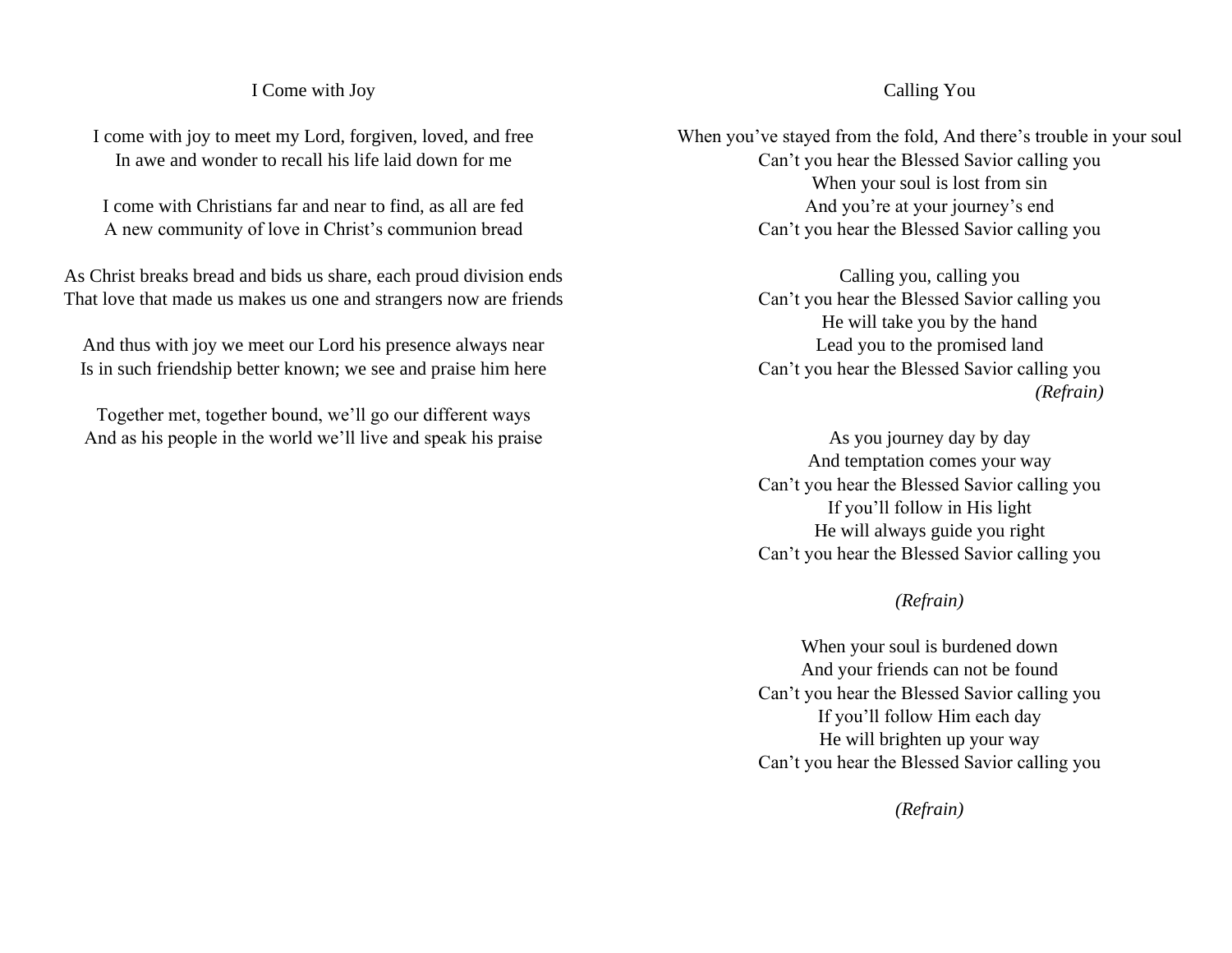## I Come with Joy

I come with joy to meet my Lord, forgiven, loved, and free
In awe and wonder to recall his life laid down for me

I come with Christians far and near to find, as all are fed
A new community of love in Christ's communion bread

As Christ breaks bread and bids us share, each proud division ends
That love that made us makes us one and strangers now are friends

And thus with joy we meet our Lord his presence always near
Is in such friendship better known; we see and praise him here

Together met, together bound, we'll go our different ways
And as his people in the world we'll live and speak his praise

## Calling You

When you've stayed from the fold, And there's trouble in your soul
Can't you hear the Blessed Savior calling you
When your soul is lost from sin
And you're at your journey's end
Can't you hear the Blessed Savior calling you

Calling you, calling you
Can't you hear the Blessed Savior calling you
He will take you by the hand
Lead you to the promised land
Can't you hear the Blessed Savior calling you
*(Refrain)*

As you journey day by day
And temptation comes your way
Can't you hear the Blessed Savior calling you
If you'll follow in His light
He will always guide you right
Can't you hear the Blessed Savior calling you

*(Refrain)*

When your soul is burdened down
And your friends can not be found
Can't you hear the Blessed Savior calling you
If you'll follow Him each day
He will brighten up your way
Can't you hear the Blessed Savior calling you

*(Refrain)*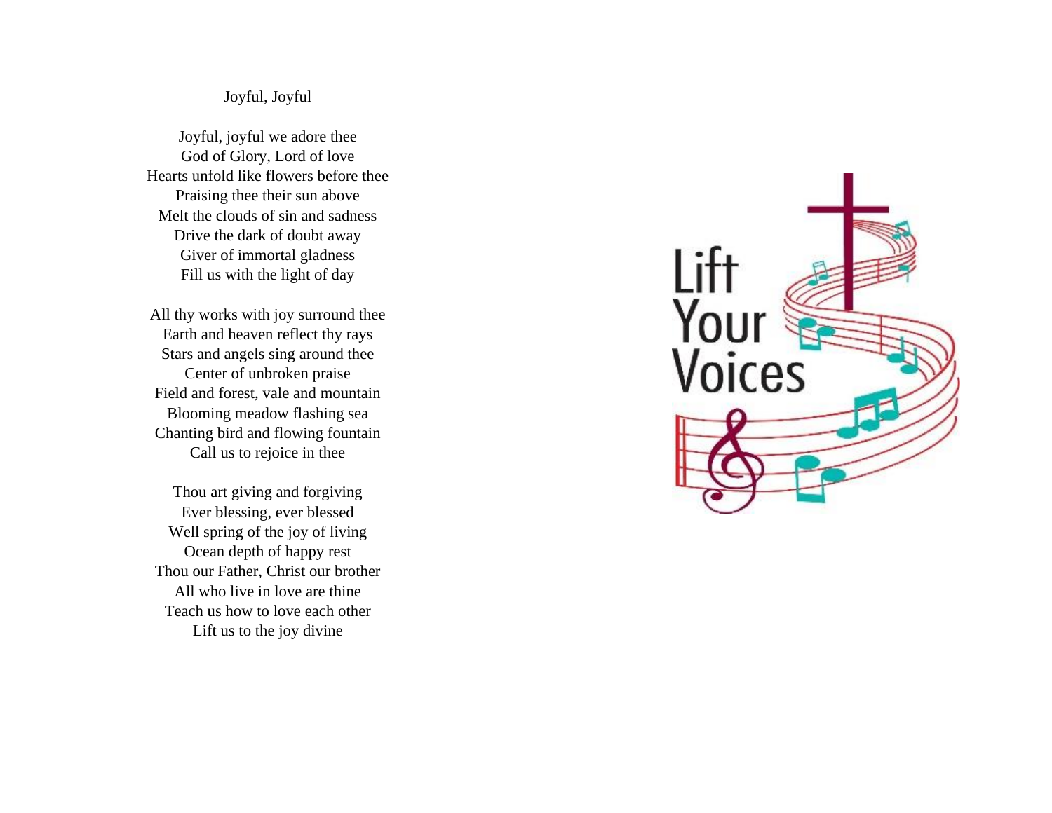Joyful, Joyful

Joyful, joyful we adore thee
God of Glory, Lord of love
Hearts unfold like flowers before thee
Praising thee their sun above
Melt the clouds of sin and sadness
Drive the dark of doubt away
Giver of immortal gladness
Fill us with the light of day

All thy works with joy surround thee
Earth and heaven reflect thy rays
Stars and angels sing around thee
Center of unbroken praise
Field and forest, vale and mountain
Blooming meadow flashing sea
Chanting bird and flowing fountain
Call us to rejoice in thee

Thou art giving and forgiving
Ever blessing, ever blessed
Well spring of the joy of living
Ocean depth of happy rest
Thou our Father, Christ our brother
All who live in love are thine
Teach us how to love each other
Lift us to the joy divine

Lift Your Voices